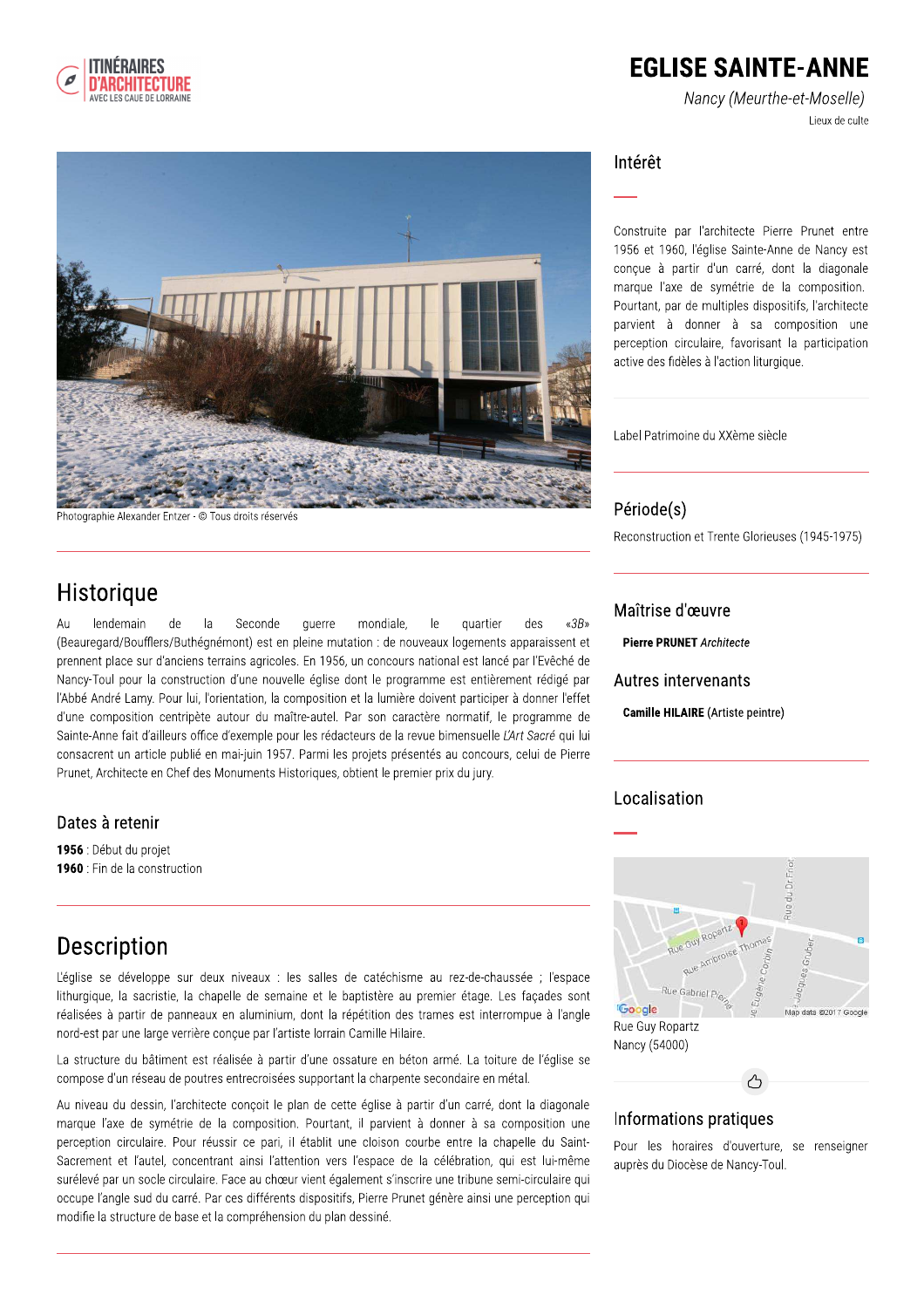ITINÉRAIRES D'ARCHITECTURE
AVEC LES CAUE DE LORRAINE

# EGLISE SAINTE-ANNE

*Nancy (Meurthe-et-Moselle)*

Lieux de culte

Photographie Alexander Entzer · © Tous droits réservés

## Intérêt

Construite par l'architecte Pierre Prunet entre 1956 et 1960, l'église Sainte-Anne de Nancy est conçue à partir d'un carré, dont la diagonale marque l'axe de symétrie de la composition. Pourtant, par de multiples dispositifs, l'architecte parvient à donner à sa composition une perception circulaire, favorisant la participation active des fidèles à l'action liturgique.

Label Patrimoine du XXème siècle

## Période(s)

Reconstruction et Trente Glorieuses (1945-1975)

## Maîtrise d'œuvre

**Pierre PRUNET** *Architecte*

## Autres intervenants

**Camille HILAIRE** (Artiste peintre)

## Historique

Au lendemain de la Seconde guerre mondiale, le quartier des *«3B»* (Beauregard/Boufflers/Buthégnémont) est en pleine mutation : de nouveaux logements apparaissent et prennent place sur d'anciens terrains agricoles. En 1956, un concours national est lancé par l'Evêché de Nancy-Toul pour la construction d'une nouvelle église dont le programme est entièrement rédigé par l'Abbé André Lamy. Pour lui, l'orientation, la composition et la lumière doivent participer à donner l'effet d'une composition centripète autour du maître-autel. Par son caractère normatif, le programme de Sainte-Anne fait d'ailleurs office d'exemple pour les rédacteurs de la revue bimensuelle *L'Art Sacré* qui lui consacrent un article publié en mai-juin 1957. Parmi les projets présentés au concours, celui de Pierre Prunet, Architecte en Chef des Monuments Historiques, obtient le premier prix du jury.

### Dates à retenir

**1956** : Début du projet
**1960** : Fin de la construction

## Description

L'église se développe sur deux niveaux : les salles de catéchisme au rez-de-chaussée ; l'espace lithurgique, la sacristie, la chapelle de semaine et le baptistère au premier étage. Les façades sont réalisées à partir de panneaux en aluminium, dont la répétition des trames est interrompue à l'angle nord-est par une large verrière conçue par l'artiste lorrain Camille Hilaire.

La structure du bâtiment est réalisée à partir d'une ossature en béton armé. La toiture de l'église se compose d'un réseau de poutres entrecroisées supportant la charpente secondaire en métal.

Au niveau du dessin, l'architecte conçoit le plan de cette église à partir d'un carré, dont la diagonale marque l'axe de symétrie de la composition. Pourtant, il parvient à donner à sa composition une perception circulaire. Pour réussir ce pari, il établit une cloison courbe entre la chapelle du Saint-Sacrement et l'autel, concentrant ainsi l'attention vers l'espace de la célébration, qui est lui-même surélevé par un socle circulaire. Face au chœur vient également s'inscrire une tribune semi-circulaire qui occupe l'angle sud du carré. Par ces différents dispositifs, Pierre Prunet génère ainsi une perception qui modifie la structure de base et la compréhension du plan dessiné.

## Localisation

Rue Guy Ropartz
Nancy (54000)

## Informations pratiques

Pour les horaires d'ouverture, se renseigner auprès du Diocèse de Nancy-Toul.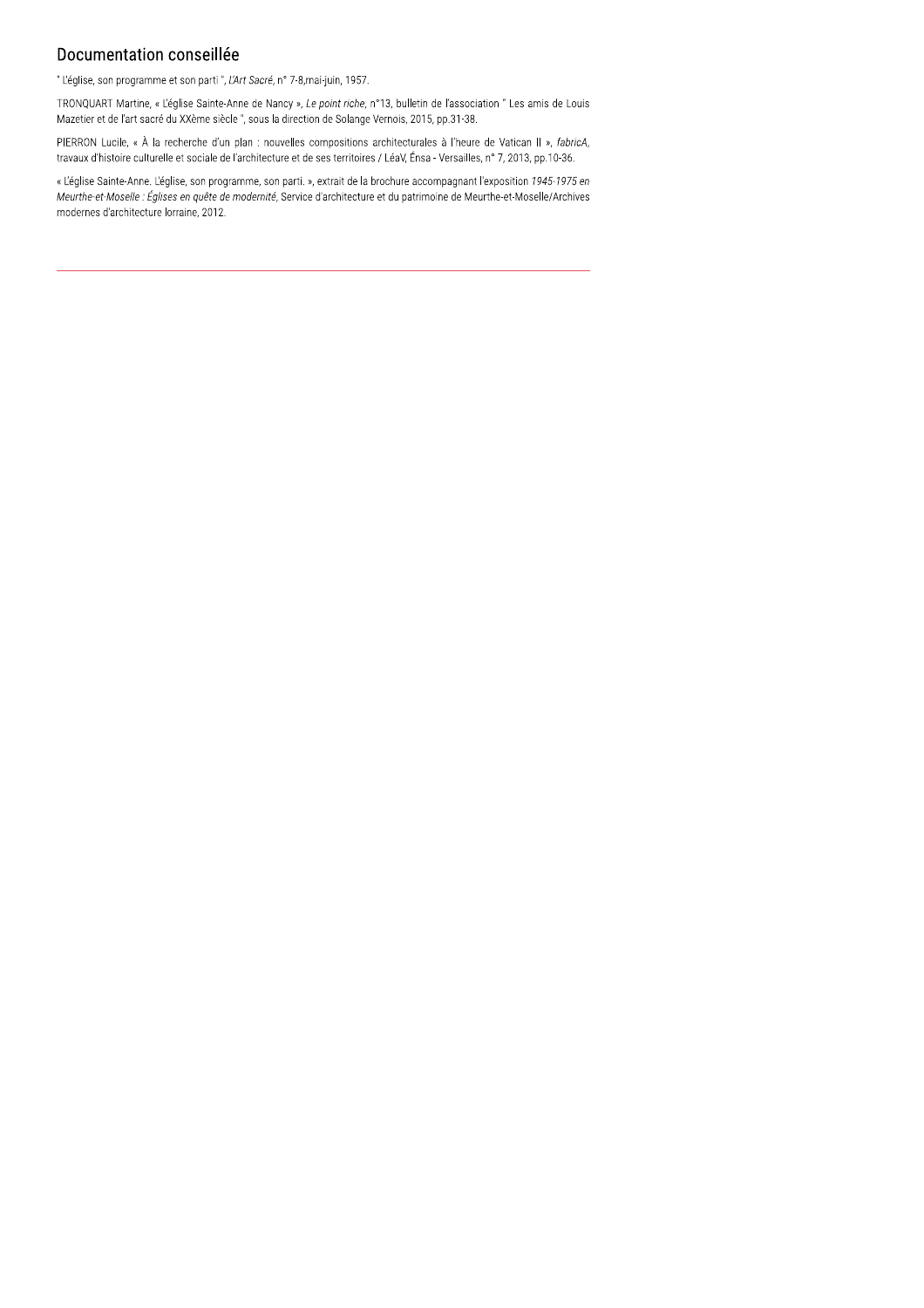## Documentation conseillée

" L'église, son programme et son parti ", *L'Art Sacré*, n° 7-8,mai-juin, 1957.

TRONQUART Martine, « L'église Sainte-Anne de Nancy », *Le point riche*, n°13, bulletin de l'association " Les amis de Louis Mazetier et de l'art sacré du XXème siècle ", sous la direction de Solange Vernois, 2015, pp.31-38.

PIERRON Lucile, « À la recherche d'un plan : nouvelles compositions architecturales à l'heure de Vatican II », *fabricA*, travaux d'histoire culturelle et sociale de l'architecture et de ses territoires / LéaV, Énsa - Versailles, n° 7, 2013, pp.10-36.

« L'église Sainte-Anne. L'église, son programme, son parti. », extrait de la brochure accompagnant l'exposition *1945-1975 en Meurthe-et-Moselle : Églises en quête de modernité*, Service d'architecture et du patrimoine de Meurthe-et-Moselle/Archives modernes d'architecture lorraine, 2012.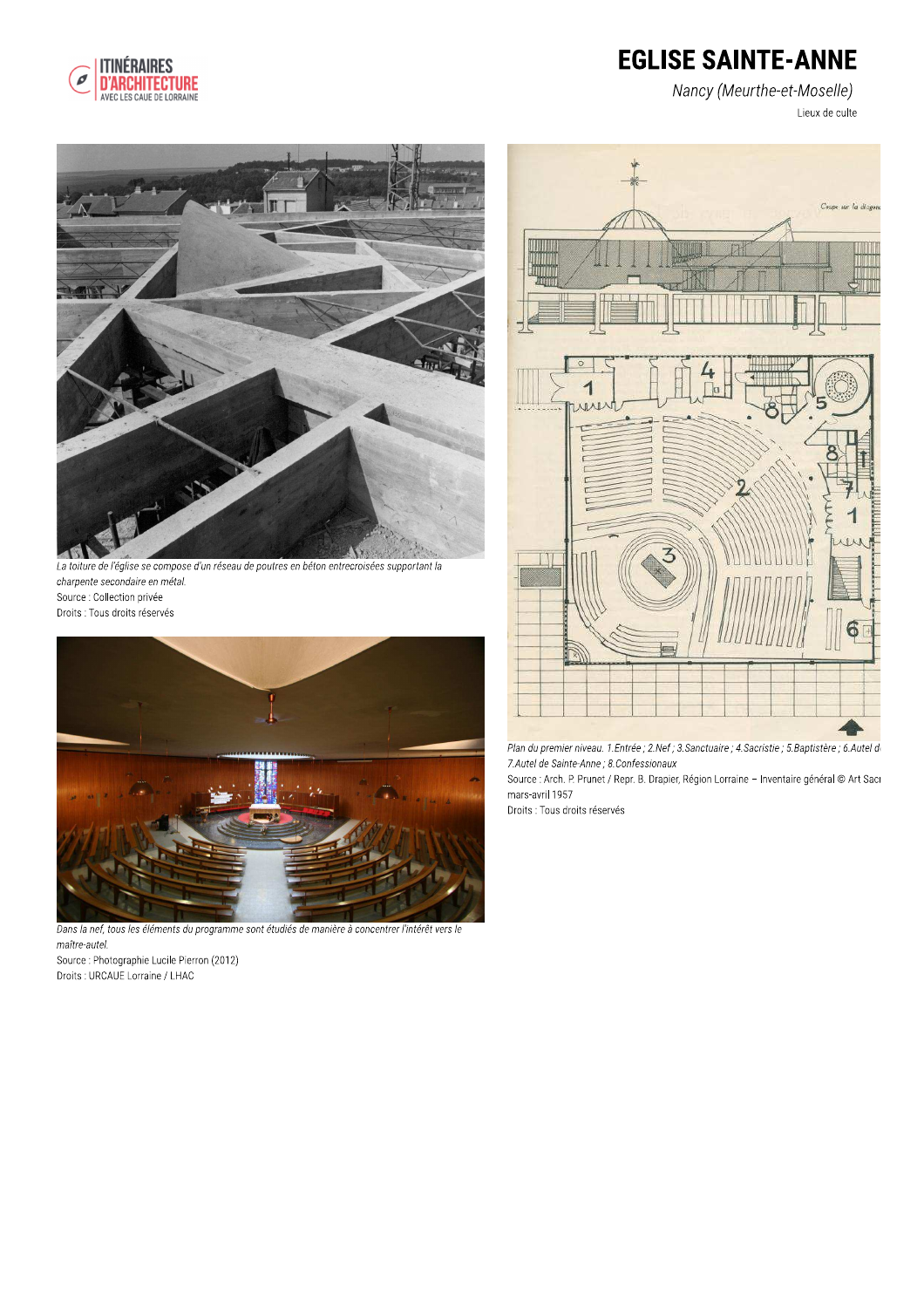# EGLISE SAINTE-ANNE

*Nancy (Meurthe-et-Moselle)*

Lieux de culte

*La toiture de l'église se compose d'un réseau de poutres en béton entrecroisées supportant la charpente secondaire en métal.*
Source : Collection privée
Droits : Tous droits réservés

*Dans la nef, tous les éléments du programme sont étudiés de manière à concentrer l'intérêt vers le maître-autel.*
Source : Photographie Lucile Pierron (2012)
Droits : URCAUE Lorraine / LHAC

*Plan du premier niveau. 1.Entrée ; 2.Nef ; 3.Sanctuaire ; 4.Sacristie ; 5.Baptistère ; 6.Autel d 7.Autel de Sainte-Anne ; 8.Confessionaux*
Source : Arch. P. Prunet / Repr. B. Drapier, Région Lorraine – Inventaire général © Art Sacı mars-avril 1957
Droits : Tous droits réservés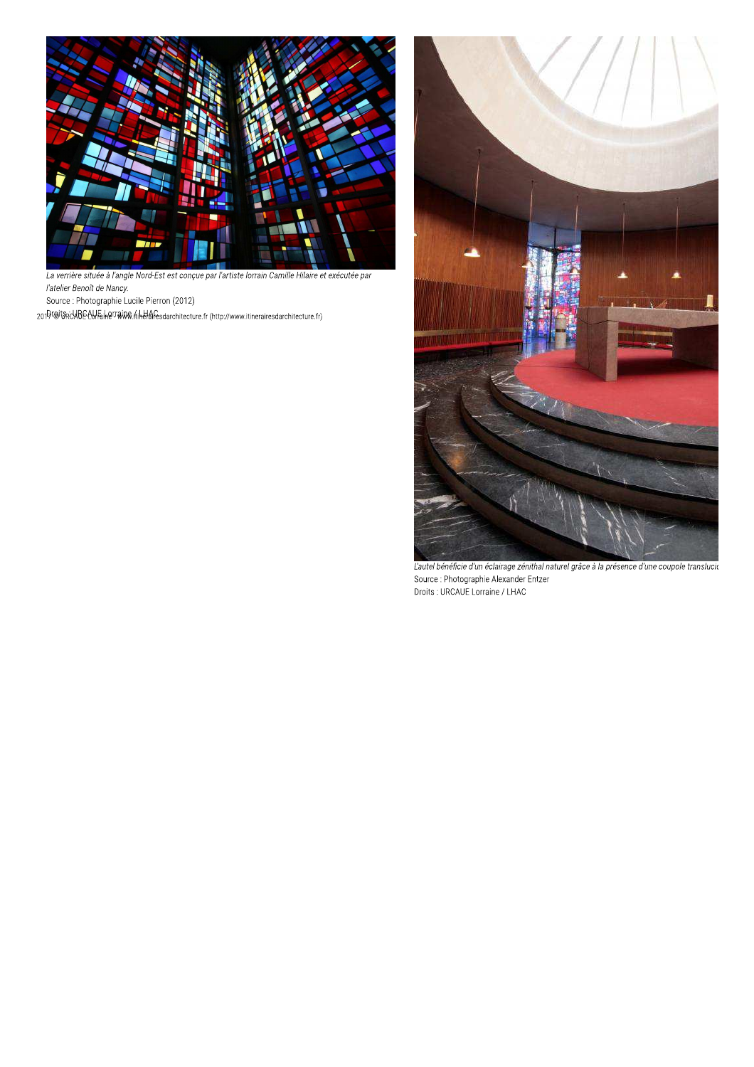*La verrière située à l'angle Nord-Est est conçue par l'artiste lorrain Camille Hilaire et exécutée par l'atelier Benoît de Nancy.*

Source : Photographie Lucile Pierron (2012)

Droits : URCAUE Lorraine / LHAC

*L'autel bénéficie d'un éclairage zénithal naturel grâce à la présence d'une coupole translucid*

Source : Photographie Alexander Entzer

Droits : URCAUE Lorraine / LHAC